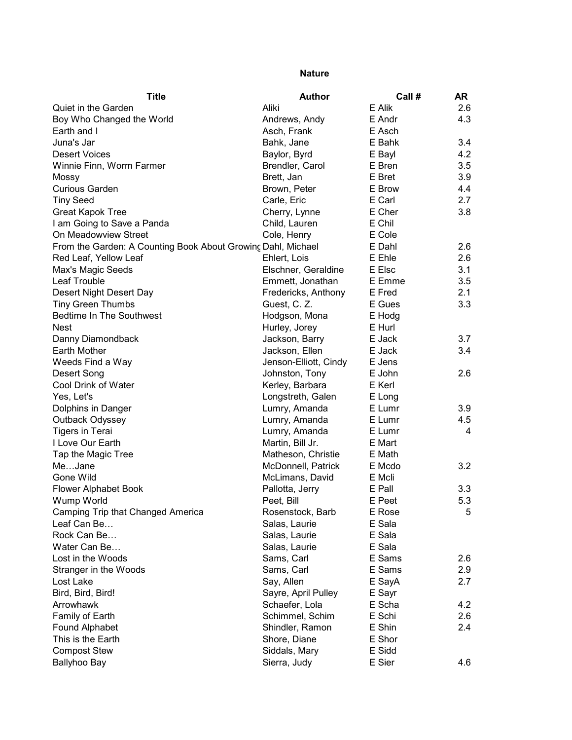**Nature**

| Title | Author | Call # | AR |
|---|---|---|---|
| Quiet in the Garden | Aliki | E Alik | 2.6 |
| Boy Who Changed the World | Andrews, Andy | E Andr | 4.3 |
| Earth and I | Asch, Frank | E Asch | |
| Juna's Jar | Bahk, Jane | E Bahk | 3.4 |
| Desert Voices | Baylor, Byrd | E Bayl | 4.2 |
| Winnie Finn, Worm Farmer | Brendler, Carol | E Bren | 3.5 |
| Mossy | Brett, Jan | E Bret | 3.9 |
| Curious Garden | Brown, Peter | E Brow | 4.4 |
| Tiny Seed | Carle, Eric | E Carl | 2.7 |
| Great Kapok Tree | Cherry, Lynne | E Cher | 3.8 |
| I am Going to Save a Panda | Child, Lauren | E Chil | |
| On Meadowview Street | Cole, Henry | E Cole | |
| From the Garden: A Counting Book About Growing | Dahl, Michael | E Dahl | 2.6 |
| Red Leaf, Yellow Leaf | Ehlert, Lois | E Ehle | 2.6 |
| Max's Magic Seeds | Elschner, Geraldine | E Elsc | 3.1 |
| Leaf Trouble | Emmett, Jonathan | E Emme | 3.5 |
| Desert Night Desert Day | Fredericks, Anthony | E Fred | 2.1 |
| Tiny Green Thumbs | Guest, C. Z. | E Gues | 3.3 |
| Bedtime In The Southwest | Hodgson, Mona | E Hodg | |
| Nest | Hurley, Jorey | E Hurl | |
| Danny Diamondback | Jackson, Barry | E Jack | 3.7 |
| Earth Mother | Jackson, Ellen | E Jack | 3.4 |
| Weeds Find a Way | Jenson-Elliott, Cindy | E Jens | |
| Desert Song | Johnston, Tony | E John | 2.6 |
| Cool Drink of Water | Kerley, Barbara | E Kerl | |
| Yes, Let's | Longstreth, Galen | E Long | |
| Dolphins in Danger | Lumry, Amanda | E Lumr | 3.9 |
| Outback Odyssey | Lumry, Amanda | E Lumr | 4.5 |
| Tigers in Terai | Lumry, Amanda | E Lumr | 4 |
| I Love Our Earth | Martin, Bill Jr. | E Mart | |
| Tap the Magic Tree | Matheson, Christie | E Math | |
| Me…Jane | McDonnell, Patrick | E Mcdo | 3.2 |
| Gone Wild | McLimans, David | E Mcli | |
| Flower Alphabet Book | Pallotta, Jerry | E Pall | 3.3 |
| Wump World | Peet, Bill | E Peet | 5.3 |
| Camping Trip that Changed America | Rosenstock, Barb | E Rose | 5 |
| Leaf Can Be… | Salas, Laurie | E Sala | |
| Rock Can Be… | Salas, Laurie | E Sala | |
| Water Can Be… | Salas, Laurie | E Sala | |
| Lost in the Woods | Sams, Carl | E Sams | 2.6 |
| Stranger in the Woods | Sams, Carl | E Sams | 2.9 |
| Lost Lake | Say, Allen | E SayA | 2.7 |
| Bird, Bird, Bird! | Sayre, April Pulley | E Sayr | |
| Arrowhawk | Schaefer, Lola | E Scha | 4.2 |
| Family of Earth | Schimmel, Schim | E Schi | 2.6 |
| Found Alphabet | Shindler, Ramon | E Shin | 2.4 |
| This is the Earth | Shore, Diane | E Shor | |
| Compost Stew | Siddals, Mary | E Sidd | |
| Ballyhoo Bay | Sierra, Judy | E Sier | 4.6 |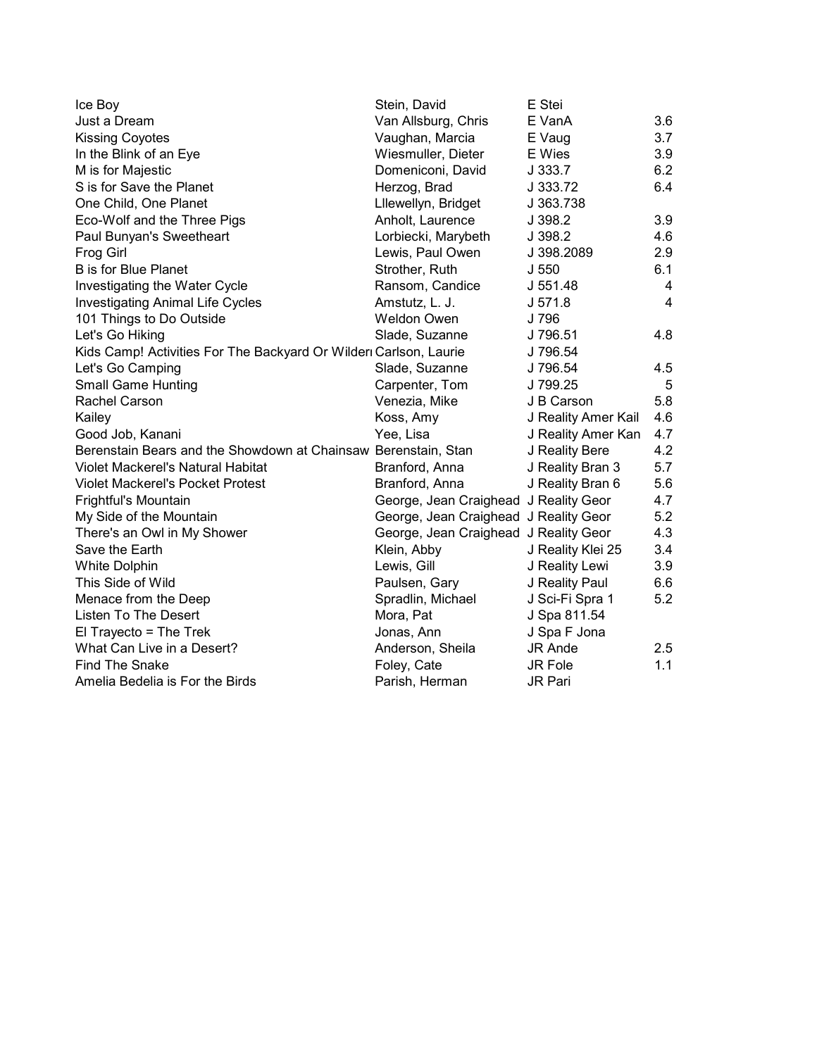| | | | |
|---|---|---|---|
| Ice Boy | Stein, David | E Stei | |
| Just a Dream | Van Allsburg, Chris | E VanA | 3.6 |
| Kissing Coyotes | Vaughan, Marcia | E Vaug | 3.7 |
| In the Blink of an Eye | Wiesmuller, Dieter | E Wies | 3.9 |
| M is for Majestic | Domeniconi, David | J 333.7 | 6.2 |
| S is for Save the Planet | Herzog, Brad | J 333.72 | 6.4 |
| One Child, One Planet | Lllewellyn, Bridget | J 363.738 | |
| Eco-Wolf and the Three Pigs | Anholt, Laurence | J 398.2 | 3.9 |
| Paul Bunyan's Sweetheart | Lorbiecki, Marybeth | J 398.2 | 4.6 |
| Frog Girl | Lewis, Paul Owen | J 398.2089 | 2.9 |
| B is for Blue Planet | Strother, Ruth | J 550 | 6.1 |
| Investigating the Water Cycle | Ransom, Candice | J 551.48 | 4 |
| Investigating Animal Life Cycles | Amstutz, L. J. | J 571.8 | 4 |
| 101 Things to Do Outside | Weldon Owen | J 796 | |
| Let's Go Hiking | Slade, Suzanne | J 796.51 | 4.8 |
| Kids Camp! Activities For The Backyard Or Wilderı | Carlson, Laurie | J 796.54 | |
| Let's Go Camping | Slade, Suzanne | J 796.54 | 4.5 |
| Small Game Hunting | Carpenter, Tom | J 799.25 | 5 |
| Rachel Carson | Venezia, Mike | J B Carson | 5.8 |
| Kailey | Koss, Amy | J Reality Amer Kail | 4.6 |
| Good Job, Kanani | Yee, Lisa | J Reality Amer Kan | 4.7 |
| Berenstain Bears and the Showdown at Chainsaw | Berenstain, Stan | J Reality Bere | 4.2 |
| Violet Mackerel's Natural Habitat | Branford, Anna | J Reality Bran 3 | 5.7 |
| Violet Mackerel's Pocket Protest | Branford, Anna | J Reality Bran 6 | 5.6 |
| Frightful's Mountain | George, Jean Craighead | J Reality Geor | 4.7 |
| My Side of the Mountain | George, Jean Craighead | J Reality Geor | 5.2 |
| There's an Owl in My Shower | George, Jean Craighead | J Reality Geor | 4.3 |
| Save the Earth | Klein, Abby | J Reality Klei 25 | 3.4 |
| White Dolphin | Lewis, Gill | J Reality Lewi | 3.9 |
| This Side of Wild | Paulsen, Gary | J Reality Paul | 6.6 |
| Menace from the Deep | Spradlin, Michael | J Sci-Fi Spra 1 | 5.2 |
| Listen To The Desert | Mora, Pat | J Spa 811.54 | |
| El Trayecto = The Trek | Jonas, Ann | J Spa F Jona | |
| What Can Live in a Desert? | Anderson, Sheila | JR Ande | 2.5 |
| Find The Snake | Foley, Cate | JR Fole | 1.1 |
| Amelia Bedelia is For the Birds | Parish, Herman | JR Pari | |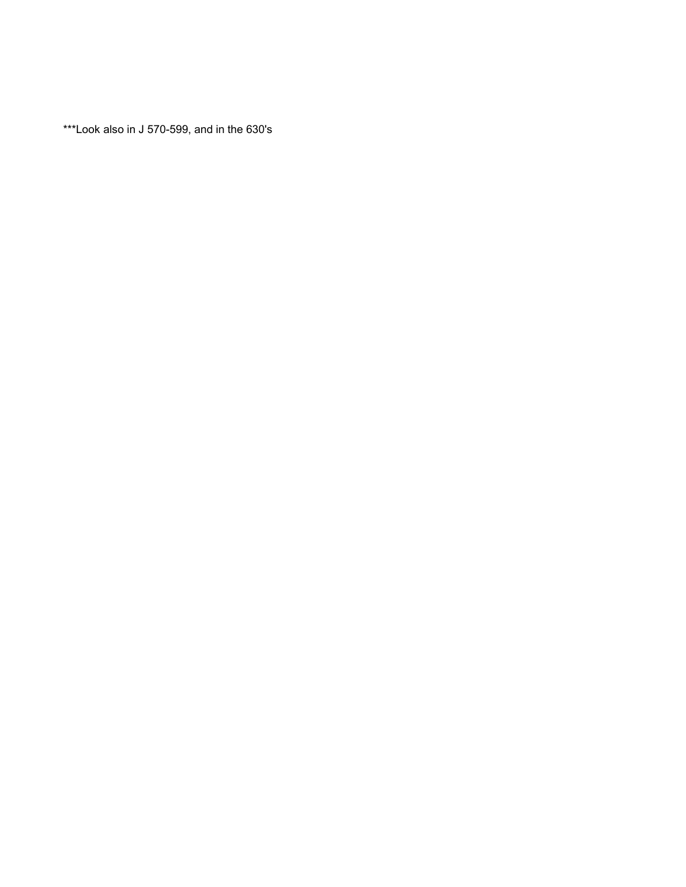***Look also in J 570-599, and in the 630's